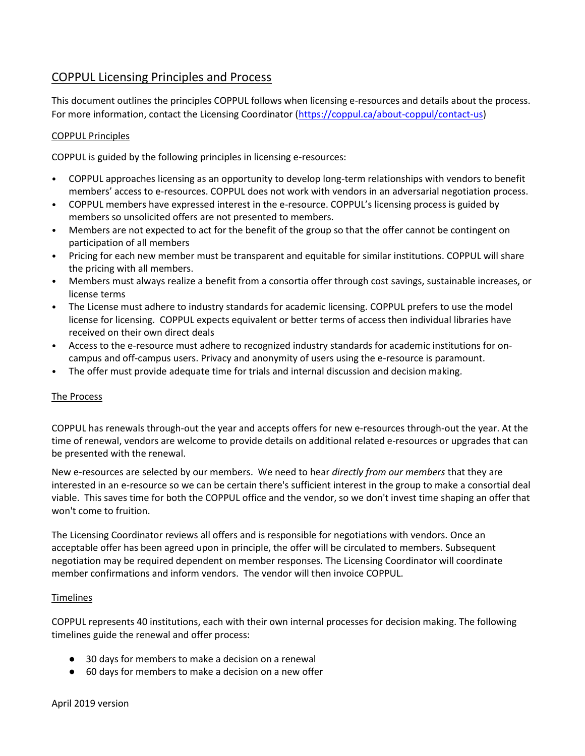# COPPUL Licensing Principles and Process

This document outlines the principles COPPUL follows when licensing e-resources and details about the process. For more information, contact the Licensing Coordinator (https://coppul.ca/about-coppul/contact-us)

## COPPUL Principles

COPPUL is guided by the following principles in licensing e-resources:

- COPPUL approaches licensing as an opportunity to develop long-term relationships with vendors to benefit members' access to e-resources. COPPUL does not work with vendors in an adversarial negotiation process.
- COPPUL members have expressed interest in the e-resource. COPPUL's licensing process is guided by members so unsolicited offers are not presented to members.
- Members are not expected to act for the benefit of the group so that the offer cannot be contingent on participation of all members
- Pricing for each new member must be transparent and equitable for similar institutions. COPPUL will share the pricing with all members.
- Members must always realize a benefit from a consortia offer through cost savings, sustainable increases, or license terms
- The License must adhere to industry standards for academic licensing. COPPUL prefers to use the model license for licensing. COPPUL expects equivalent or better terms of access then individual libraries have received on their own direct deals
- Access to the e-resource must adhere to recognized industry standards for academic institutions for on-campus and off-campus users. Privacy and anonymity of users using the e-resource is paramount.
- The offer must provide adequate time for trials and internal discussion and decision making.

## The Process

COPPUL has renewals through-out the year and accepts offers for new e-resources through-out the year. At the time of renewal, vendors are welcome to provide details on additional related e-resources or upgrades that can be presented with the renewal.

New e-resources are selected by our members. We need to hear *directly from our members* that they are interested in an e-resource so we can be certain there's sufficient interest in the group to make a consortial deal viable. This saves time for both the COPPUL office and the vendor, so we don't invest time shaping an offer that won't come to fruition.

The Licensing Coordinator reviews all offers and is responsible for negotiations with vendors. Once an acceptable offer has been agreed upon in principle, the offer will be circulated to members. Subsequent negotiation may be required dependent on member responses. The Licensing Coordinator will coordinate member confirmations and inform vendors. The vendor will then invoice COPPUL.

## Timelines

COPPUL represents 40 institutions, each with their own internal processes for decision making. The following timelines guide the renewal and offer process:

- 30 days for members to make a decision on a renewal
- 60 days for members to make a decision on a new offer

April 2019 version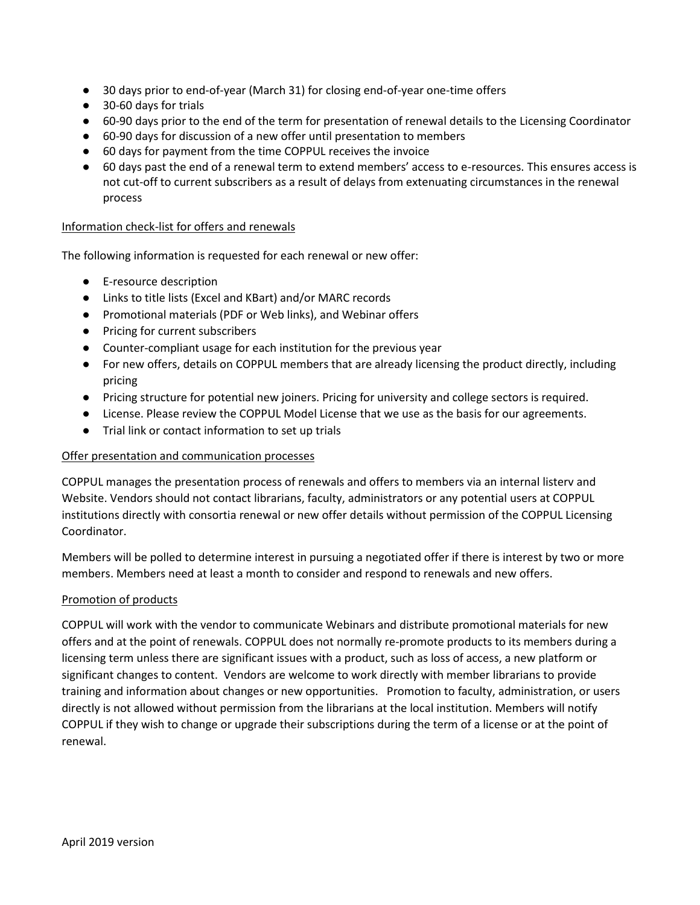- 30 days prior to end-of-year (March 31) for closing end-of-year one-time offers
- 30-60 days for trials
- 60-90 days prior to the end of the term for presentation of renewal details to the Licensing Coordinator
- 60-90 days for discussion of a new offer until presentation to members
- 60 days for payment from the time COPPUL receives the invoice
- 60 days past the end of a renewal term to extend members' access to e-resources. This ensures access is not cut-off to current subscribers as a result of delays from extenuating circumstances in the renewal process

## Information check-list for offers and renewals

The following information is requested for each renewal or new offer:

- E-resource description
- Links to title lists (Excel and KBart) and/or MARC records
- Promotional materials (PDF or Web links), and Webinar offers
- Pricing for current subscribers
- Counter-compliant usage for each institution for the previous year
- For new offers, details on COPPUL members that are already licensing the product directly, including pricing
- Pricing structure for potential new joiners. Pricing for university and college sectors is required.
- License. Please review the COPPUL Model License that we use as the basis for our agreements.
- Trial link or contact information to set up trials

## Offer presentation and communication processes

COPPUL manages the presentation process of renewals and offers to members via an internal listerv and Website. Vendors should not contact librarians, faculty, administrators or any potential users at COPPUL institutions directly with consortia renewal or new offer details without permission of the COPPUL Licensing Coordinator.

Members will be polled to determine interest in pursuing a negotiated offer if there is interest by two or more members. Members need at least a month to consider and respond to renewals and new offers.

## Promotion of products

COPPUL will work with the vendor to communicate Webinars and distribute promotional materials for new offers and at the point of renewals. COPPUL does not normally re-promote products to its members during a licensing term unless there are significant issues with a product, such as loss of access, a new platform or significant changes to content. Vendors are welcome to work directly with member librarians to provide training and information about changes or new opportunities. Promotion to faculty, administration, or users directly is not allowed without permission from the librarians at the local institution. Members will notify COPPUL if they wish to change or upgrade their subscriptions during the term of a license or at the point of renewal.

April 2019 version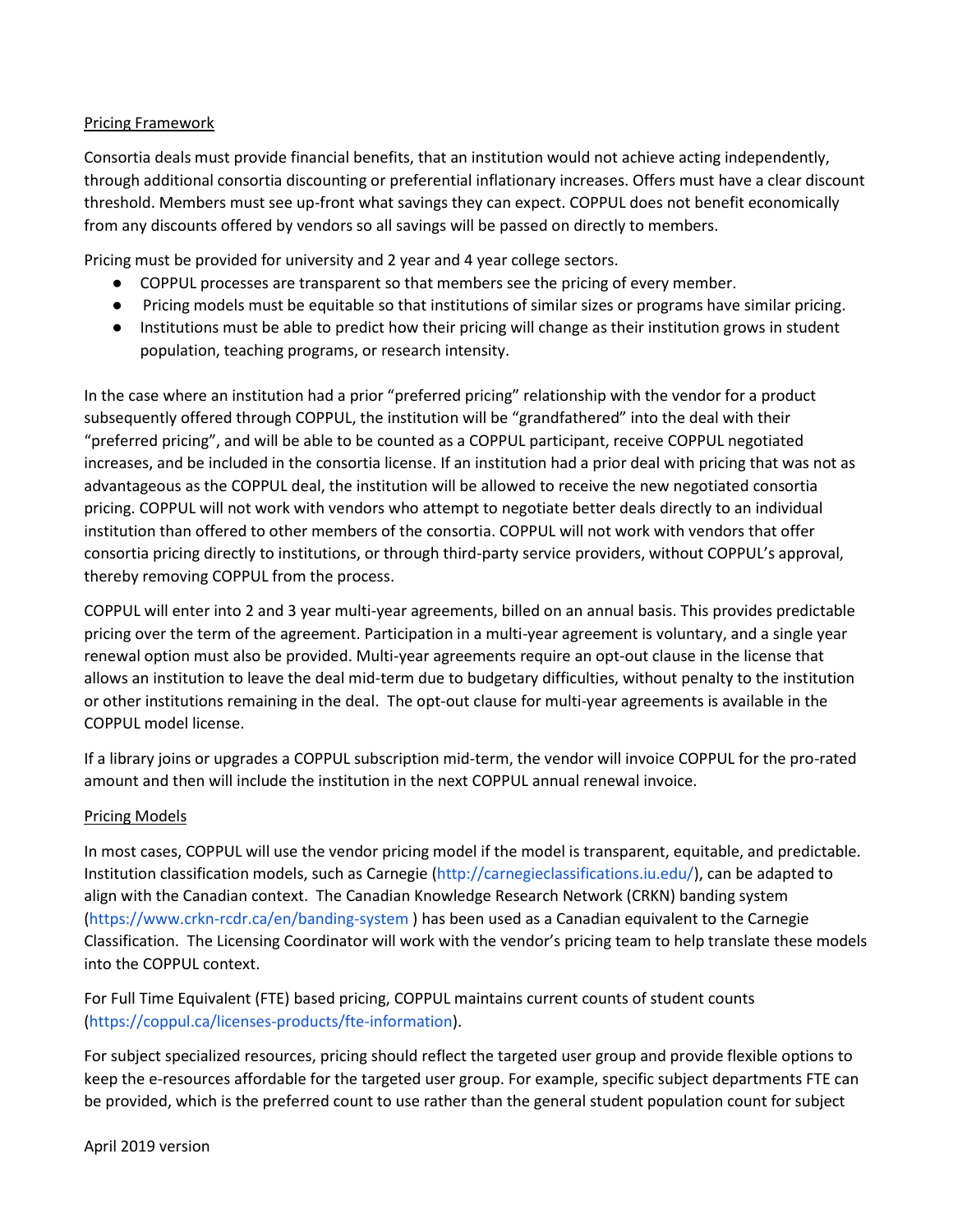## Pricing Framework

Consortia deals must provide financial benefits, that an institution would not achieve acting independently, through additional consortia discounting or preferential inflationary increases. Offers must have a clear discount threshold. Members must see up-front what savings they can expect. COPPUL does not benefit economically from any discounts offered by vendors so all savings will be passed on directly to members.

Pricing must be provided for university and 2 year and 4 year college sectors.

- COPPUL processes are transparent so that members see the pricing of every member.
- Pricing models must be equitable so that institutions of similar sizes or programs have similar pricing.
- Institutions must be able to predict how their pricing will change as their institution grows in student population, teaching programs, or research intensity.

In the case where an institution had a prior "preferred pricing" relationship with the vendor for a product subsequently offered through COPPUL, the institution will be "grandfathered" into the deal with their "preferred pricing", and will be able to be counted as a COPPUL participant, receive COPPUL negotiated increases, and be included in the consortia license. If an institution had a prior deal with pricing that was not as advantageous as the COPPUL deal, the institution will be allowed to receive the new negotiated consortia pricing. COPPUL will not work with vendors who attempt to negotiate better deals directly to an individual institution than offered to other members of the consortia. COPPUL will not work with vendors that offer consortia pricing directly to institutions, or through third-party service providers, without COPPUL's approval, thereby removing COPPUL from the process.

COPPUL will enter into 2 and 3 year multi-year agreements, billed on an annual basis. This provides predictable pricing over the term of the agreement. Participation in a multi-year agreement is voluntary, and a single year renewal option must also be provided. Multi-year agreements require an opt-out clause in the license that allows an institution to leave the deal mid-term due to budgetary difficulties, without penalty to the institution or other institutions remaining in the deal. The opt-out clause for multi-year agreements is available in the COPPUL model license.

If a library joins or upgrades a COPPUL subscription mid-term, the vendor will invoice COPPUL for the pro-rated amount and then will include the institution in the next COPPUL annual renewal invoice.

## Pricing Models

In most cases, COPPUL will use the vendor pricing model if the model is transparent, equitable, and predictable. Institution classification models, such as Carnegie (http://carnegieclassifications.iu.edu/), can be adapted to align with the Canadian context. The Canadian Knowledge Research Network (CRKN) banding system (https://www.crkn-rcdr.ca/en/banding-system ) has been used as a Canadian equivalent to the Carnegie Classification. The Licensing Coordinator will work with the vendor's pricing team to help translate these models into the COPPUL context.

For Full Time Equivalent (FTE) based pricing, COPPUL maintains current counts of student counts (https://coppul.ca/licenses-products/fte-information).

For subject specialized resources, pricing should reflect the targeted user group and provide flexible options to keep the e-resources affordable for the targeted user group. For example, specific subject departments FTE can be provided, which is the preferred count to use rather than the general student population count for subject

April 2019 version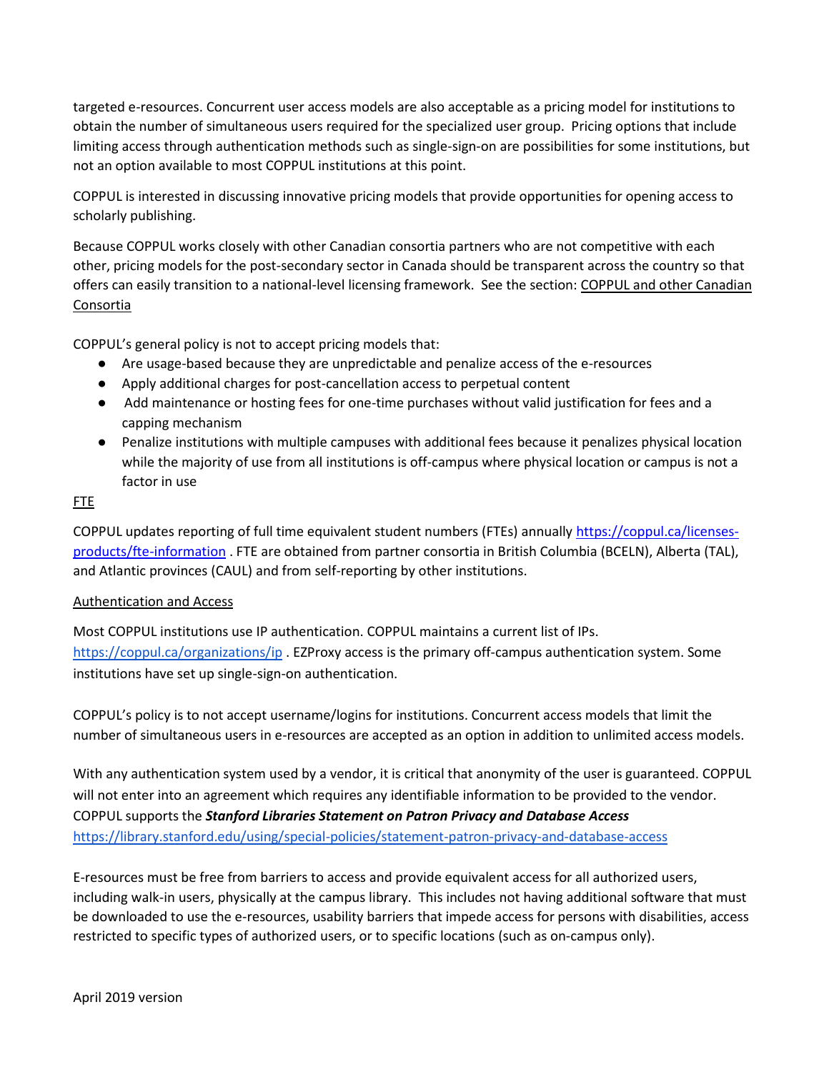targeted e-resources. Concurrent user access models are also acceptable as a pricing model for institutions to obtain the number of simultaneous users required for the specialized user group. Pricing options that include limiting access through authentication methods such as single-sign-on are possibilities for some institutions, but not an option available to most COPPUL institutions at this point.

COPPUL is interested in discussing innovative pricing models that provide opportunities for opening access to scholarly publishing.

Because COPPUL works closely with other Canadian consortia partners who are not competitive with each other, pricing models for the post-secondary sector in Canada should be transparent across the country so that offers can easily transition to a national-level licensing framework. See the section: COPPUL and other Canadian Consortia

COPPUL's general policy is not to accept pricing models that:

- Are usage-based because they are unpredictable and penalize access of the e-resources
- Apply additional charges for post-cancellation access to perpetual content
- Add maintenance or hosting fees for one-time purchases without valid justification for fees and a capping mechanism
- Penalize institutions with multiple campuses with additional fees because it penalizes physical location while the majority of use from all institutions is off-campus where physical location or campus is not a factor in use

FTE

COPPUL updates reporting of full time equivalent student numbers (FTEs) annually https://coppul.ca/licenses-products/fte-information . FTE are obtained from partner consortia in British Columbia (BCELN), Alberta (TAL), and Atlantic provinces (CAUL) and from self-reporting by other institutions.

Authentication and Access

Most COPPUL institutions use IP authentication. COPPUL maintains a current list of IPs. https://coppul.ca/organizations/ip . EZProxy access is the primary off-campus authentication system. Some institutions have set up single-sign-on authentication.

COPPUL's policy is to not accept username/logins for institutions. Concurrent access models that limit the number of simultaneous users in e-resources are accepted as an option in addition to unlimited access models.

With any authentication system used by a vendor, it is critical that anonymity of the user is guaranteed. COPPUL will not enter into an agreement which requires any identifiable information to be provided to the vendor. COPPUL supports the ***Stanford Libraries Statement on Patron Privacy and Database Access*** https://library.stanford.edu/using/special-policies/statement-patron-privacy-and-database-access

E-resources must be free from barriers to access and provide equivalent access for all authorized users, including walk-in users, physically at the campus library. This includes not having additional software that must be downloaded to use the e-resources, usability barriers that impede access for persons with disabilities, access restricted to specific types of authorized users, or to specific locations (such as on-campus only).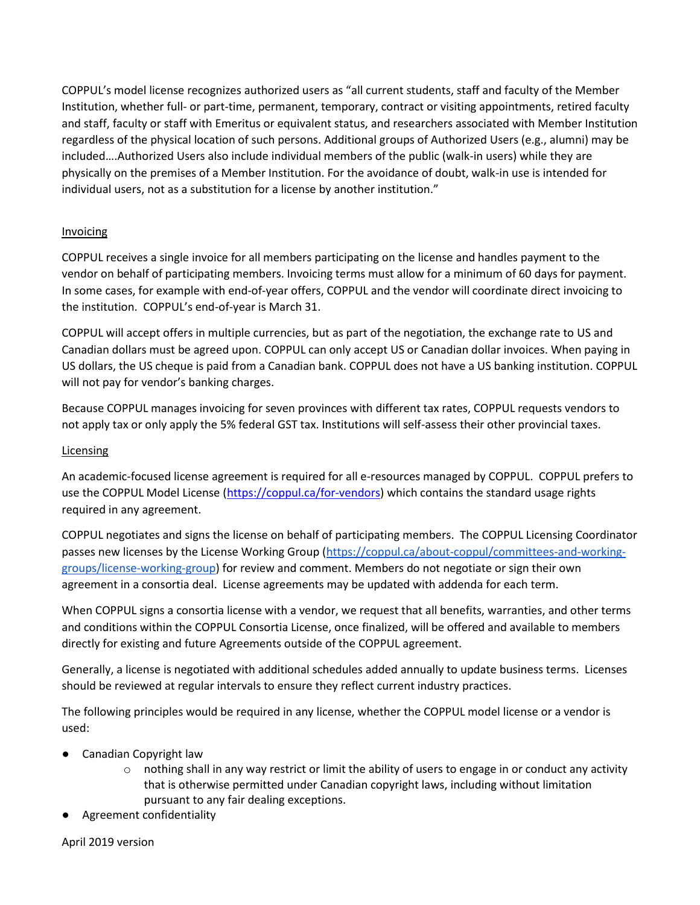COPPUL's model license recognizes authorized users as "all current students, staff and faculty of the Member Institution, whether full- or part-time, permanent, temporary, contract or visiting appointments, retired faculty and staff, faculty or staff with Emeritus or equivalent status, and researchers associated with Member Institution regardless of the physical location of such persons. Additional groups of Authorized Users (e.g., alumni) may be included….Authorized Users also include individual members of the public (walk-in users) while they are physically on the premises of a Member Institution. For the avoidance of doubt, walk-in use is intended for individual users, not as a substitution for a license by another institution."

<u>Invoicing</u>

COPPUL receives a single invoice for all members participating on the license and handles payment to the vendor on behalf of participating members. Invoicing terms must allow for a minimum of 60 days for payment. In some cases, for example with end-of-year offers, COPPUL and the vendor will coordinate direct invoicing to the institution. COPPUL's end-of-year is March 31.

COPPUL will accept offers in multiple currencies, but as part of the negotiation, the exchange rate to US and Canadian dollars must be agreed upon. COPPUL can only accept US or Canadian dollar invoices. When paying in US dollars, the US cheque is paid from a Canadian bank. COPPUL does not have a US banking institution. COPPUL will not pay for vendor's banking charges.

Because COPPUL manages invoicing for seven provinces with different tax rates, COPPUL requests vendors to not apply tax or only apply the 5% federal GST tax. Institutions will self-assess their other provincial taxes.

<u>Licensing</u>

An academic-focused license agreement is required for all e-resources managed by COPPUL. COPPUL prefers to use the COPPUL Model License (https://coppul.ca/for-vendors) which contains the standard usage rights required in any agreement.

COPPUL negotiates and signs the license on behalf of participating members. The COPPUL Licensing Coordinator passes new licenses by the License Working Group (https://coppul.ca/about-coppul/committees-and-working-groups/license-working-group) for review and comment. Members do not negotiate or sign their own agreement in a consortia deal. License agreements may be updated with addenda for each term.

When COPPUL signs a consortia license with a vendor, we request that all benefits, warranties, and other terms and conditions within the COPPUL Consortia License, once finalized, will be offered and available to members directly for existing and future Agreements outside of the COPPUL agreement.

Generally, a license is negotiated with additional schedules added annually to update business terms. Licenses should be reviewed at regular intervals to ensure they reflect current industry practices.

The following principles would be required in any license, whether the COPPUL model license or a vendor is used:

- Canadian Copyright law
  - nothing shall in any way restrict or limit the ability of users to engage in or conduct any activity that is otherwise permitted under Canadian copyright laws, including without limitation pursuant to any fair dealing exceptions.
- Agreement confidentiality

April 2019 version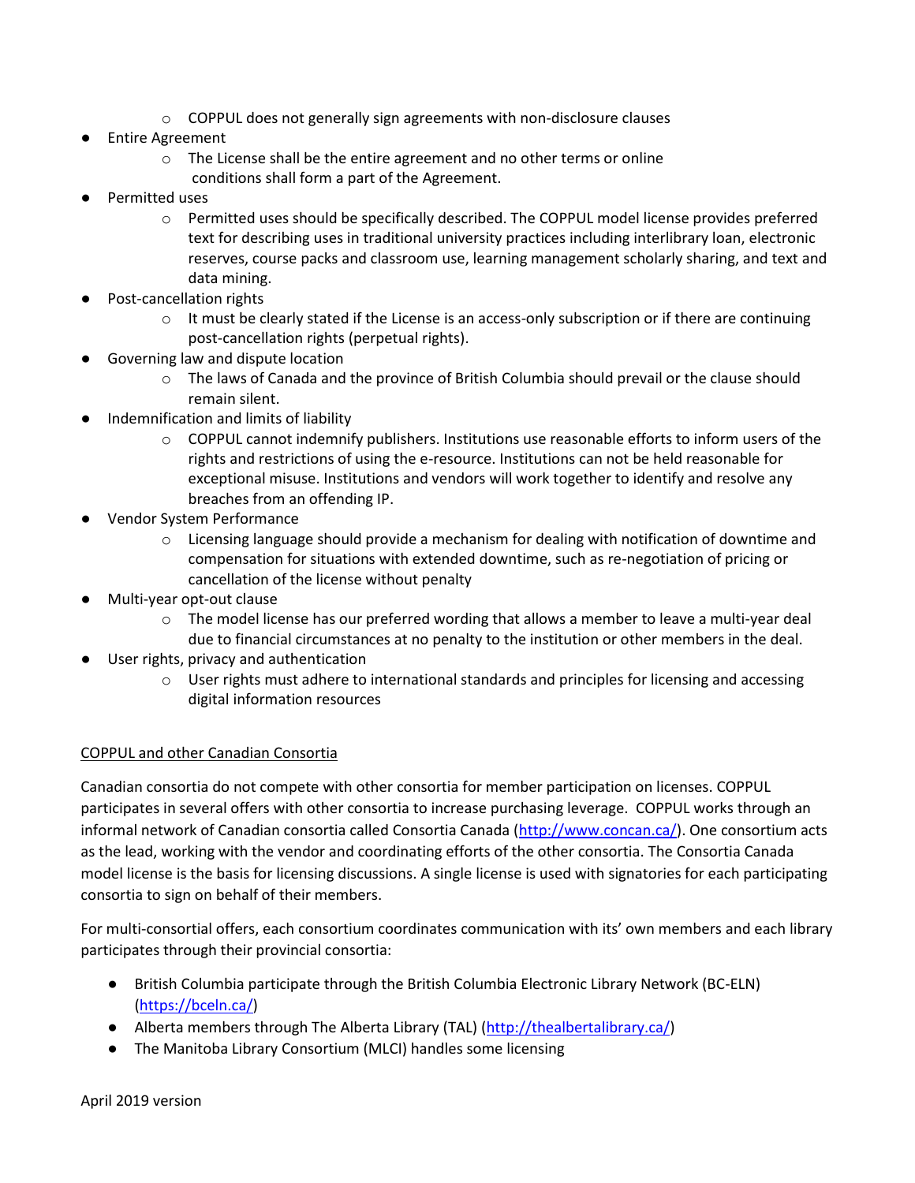- COPPUL does not generally sign agreements with non-disclosure clauses
- Entire Agreement
    - The License shall be the entire agreement and no other terms or online conditions shall form a part of the Agreement.
- Permitted uses
    - Permitted uses should be specifically described. The COPPUL model license provides preferred text for describing uses in traditional university practices including interlibrary loan, electronic reserves, course packs and classroom use, learning management scholarly sharing, and text and data mining.
- Post-cancellation rights
    - It must be clearly stated if the License is an access-only subscription or if there are continuing post-cancellation rights (perpetual rights).
- Governing law and dispute location
    - The laws of Canada and the province of British Columbia should prevail or the clause should remain silent.
- Indemnification and limits of liability
    - COPPUL cannot indemnify publishers. Institutions use reasonable efforts to inform users of the rights and restrictions of using the e-resource. Institutions can not be held reasonable for exceptional misuse. Institutions and vendors will work together to identify and resolve any breaches from an offending IP.
- Vendor System Performance
    - Licensing language should provide a mechanism for dealing with notification of downtime and compensation for situations with extended downtime, such as re-negotiation of pricing or cancellation of the license without penalty
- Multi-year opt-out clause
    - The model license has our preferred wording that allows a member to leave a multi-year deal due to financial circumstances at no penalty to the institution or other members in the deal.
- User rights, privacy and authentication
    - User rights must adhere to international standards and principles for licensing and accessing digital information resources

<u>COPPUL and other Canadian Consortia</u>

Canadian consortia do not compete with other consortia for member participation on licenses. COPPUL participates in several offers with other consortia to increase purchasing leverage. COPPUL works through an informal network of Canadian consortia called Consortia Canada (http://www.concan.ca/). One consortium acts as the lead, working with the vendor and coordinating efforts of the other consortia. The Consortia Canada model license is the basis for licensing discussions. A single license is used with signatories for each participating consortia to sign on behalf of their members.

For multi-consortial offers, each consortium coordinates communication with its' own members and each library participates through their provincial consortia:

- British Columbia participate through the British Columbia Electronic Library Network (BC-ELN) (https://bceln.ca/)
- Alberta members through The Alberta Library (TAL) (http://thealbertalibrary.ca/)
- The Manitoba Library Consortium (MLCI) handles some licensing

April 2019 version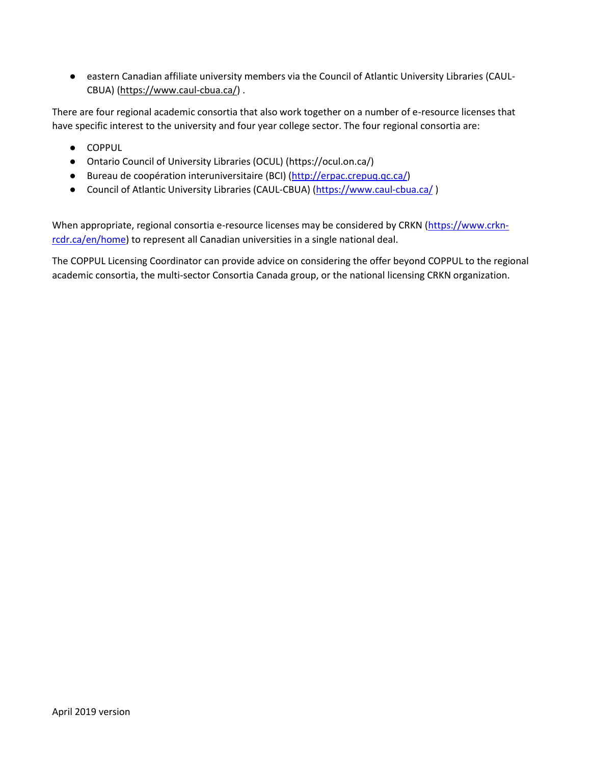- eastern Canadian affiliate university members via the Council of Atlantic University Libraries (CAUL-CBUA) (https://www.caul-cbua.ca/) .

There are four regional academic consortia that also work together on a number of e-resource licenses that have specific interest to the university and four year college sector. The four regional consortia are:

- COPPUL
- Ontario Council of University Libraries (OCUL) (https://ocul.on.ca/)
- Bureau de coopération interuniversitaire (BCI) (http://erpac.crepuq.qc.ca/)
- Council of Atlantic University Libraries (CAUL-CBUA) (https://www.caul-cbua.ca/ )

When appropriate, regional consortia e-resource licenses may be considered by CRKN (https://www.crkn-rcdr.ca/en/home) to represent all Canadian universities in a single national deal.

The COPPUL Licensing Coordinator can provide advice on considering the offer beyond COPPUL to the regional academic consortia, the multi-sector Consortia Canada group, or the national licensing CRKN organization.

April 2019 version